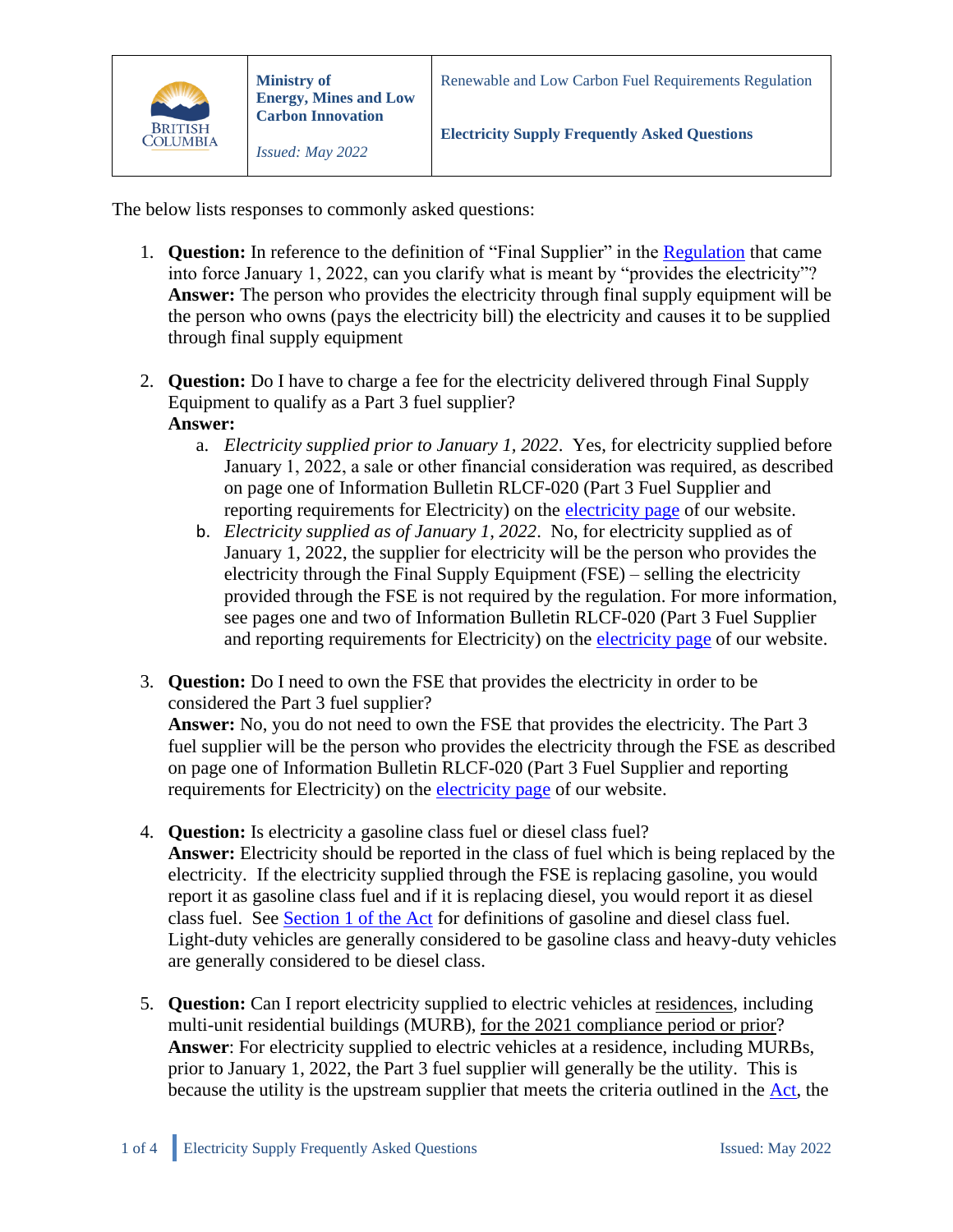| BRITISH COLUMBIA | **Ministry of Energy, Mines and Low Carbon Innovation**<br><br>*Issued: May 2022* | Renewable and Low Carbon Fuel Requirements Regulation<br><br>**Electricity Supply Frequently Asked Questions** |
|---|---|---|

The below lists responses to commonly asked questions:

1. **Question:** In reference to the definition of "Final Supplier" in the [Regulation](#) that came into force January 1, 2022, can you clarify what is meant by "provides the electricity"?
   **Answer:** The person who provides the electricity through final supply equipment will be the person who owns (pays the electricity bill) the electricity and causes it to be supplied through final supply equipment

2. **Question:** Do I have to charge a fee for the electricity delivered through Final Supply Equipment to qualify as a Part 3 fuel supplier?
   **Answer:**
   a. *Electricity supplied prior to January 1, 2022*. Yes, for electricity supplied before January 1, 2022, a sale or other financial consideration was required, as described on page one of Information Bulletin RLCF-020 (Part 3 Fuel Supplier and reporting requirements for Electricity) on the [electricity page](#) of our website.
   b. *Electricity supplied as of January 1, 2022*. No, for electricity supplied as of January 1, 2022, the supplier for electricity will be the person who provides the electricity through the Final Supply Equipment (FSE) – selling the electricity provided through the FSE is not required by the regulation. For more information, see pages one and two of Information Bulletin RLCF-020 (Part 3 Fuel Supplier and reporting requirements for Electricity) on the [electricity page](#) of our website.

3. **Question:** Do I need to own the FSE that provides the electricity in order to be considered the Part 3 fuel supplier?
   **Answer:** No, you do not need to own the FSE that provides the electricity. The Part 3 fuel supplier will be the person who provides the electricity through the FSE as described on page one of Information Bulletin RLCF-020 (Part 3 Fuel Supplier and reporting requirements for Electricity) on the [electricity page](#) of our website.

4. **Question:** Is electricity a gasoline class fuel or diesel class fuel?
   **Answer:** Electricity should be reported in the class of fuel which is being replaced by the electricity. If the electricity supplied through the FSE is replacing gasoline, you would report it as gasoline class fuel and if it is replacing diesel, you would report it as diesel class fuel. See [Section 1 of the Act](#) for definitions of gasoline and diesel class fuel. Light-duty vehicles are generally considered to be gasoline class and heavy-duty vehicles are generally considered to be diesel class.

5. **Question:** Can I report electricity supplied to electric vehicles at <u>residences</u>, including multi-unit residential buildings (MURB), <u>for the 2021 compliance period or prior</u>?
   **Answer**: For electricity supplied to electric vehicles at a residence, including MURBs, prior to January 1, 2022, the Part 3 fuel supplier will generally be the utility. This is because the utility is the upstream supplier that meets the criteria outlined in the [Act](#), the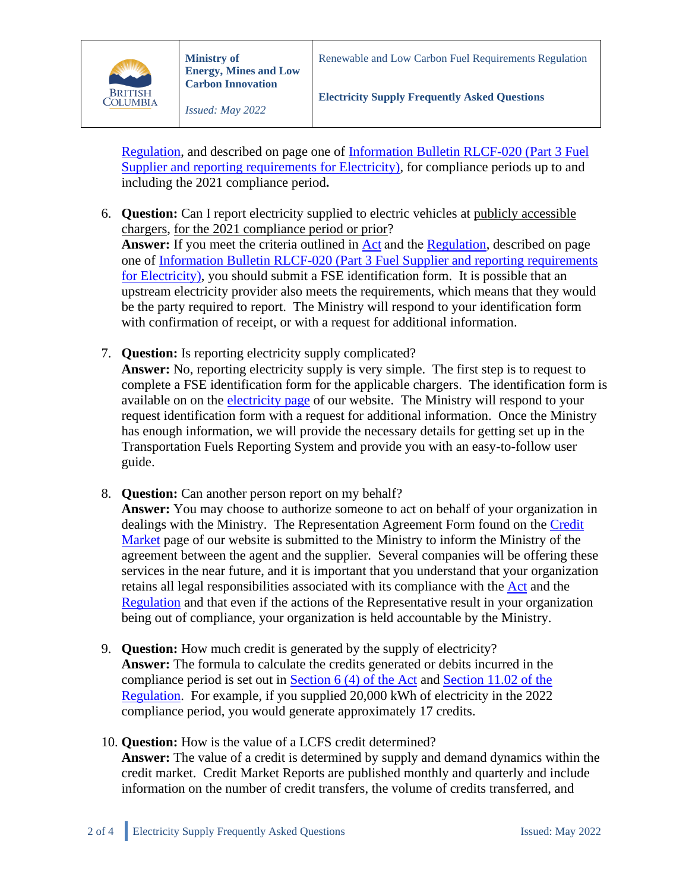Regulation, and described on page one of Information Bulletin RLCF-020 (Part 3 Fuel Supplier and reporting requirements for Electricity), for compliance periods up to and including the 2021 compliance period**.**

6. **Question:** Can I report electricity supplied to electric vehicles at publicly accessible chargers, for the 2021 compliance period or prior?
   **Answer:** If you meet the criteria outlined in Act and the Regulation, described on page one of Information Bulletin RLCF-020 (Part 3 Fuel Supplier and reporting requirements for Electricity), you should submit a FSE identification form. It is possible that an upstream electricity provider also meets the requirements, which means that they would be the party required to report. The Ministry will respond to your identification form with confirmation of receipt, or with a request for additional information.

7. **Question:** Is reporting electricity supply complicated?
   **Answer:** No, reporting electricity supply is very simple. The first step is to request to complete a FSE identification form for the applicable chargers. The identification form is available on on the electricity page of our website. The Ministry will respond to your request identification form with a request for additional information. Once the Ministry has enough information, we will provide the necessary details for getting set up in the Transportation Fuels Reporting System and provide you with an easy-to-follow user guide.

8. **Question:** Can another person report on my behalf?
   **Answer:** You may choose to authorize someone to act on behalf of your organization in dealings with the Ministry. The Representation Agreement Form found on the Credit Market page of our website is submitted to the Ministry to inform the Ministry of the agreement between the agent and the supplier. Several companies will be offering these services in the near future, and it is important that you understand that your organization retains all legal responsibilities associated with its compliance with the Act and the Regulation and that even if the actions of the Representative result in your organization being out of compliance, your organization is held accountable by the Ministry.

9. **Question:** How much credit is generated by the supply of electricity?
   **Answer:** The formula to calculate the credits generated or debits incurred in the compliance period is set out in Section 6 (4) of the Act and Section 11.02 of the Regulation. For example, if you supplied 20,000 kWh of electricity in the 2022 compliance period, you would generate approximately 17 credits.

10. **Question:** How is the value of a LCFS credit determined?
    **Answer:** The value of a credit is determined by supply and demand dynamics within the credit market. Credit Market Reports are published monthly and quarterly and include information on the number of credit transfers, the volume of credits transferred, and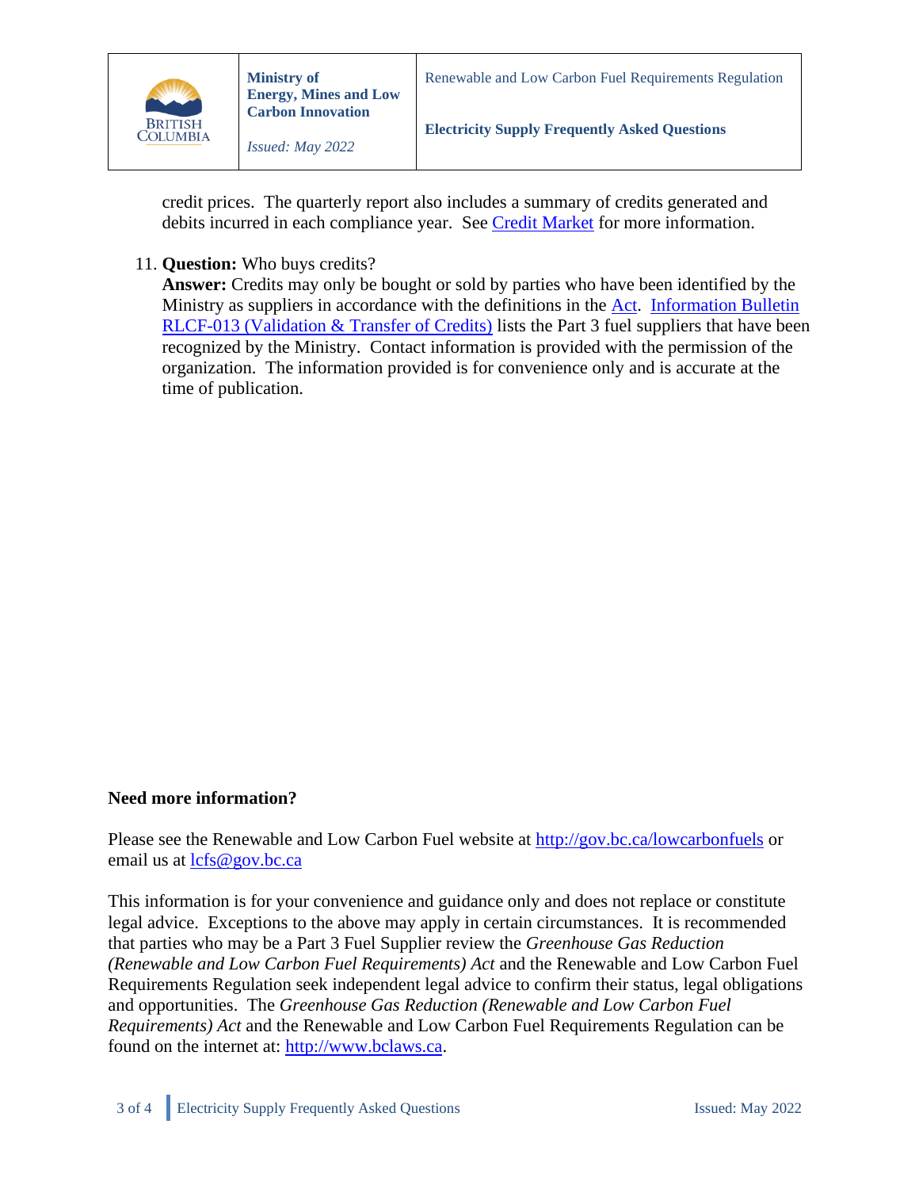credit prices. The quarterly report also includes a summary of credits generated and debits incurred in each compliance year. See [Credit Market]() for more information.

11. **Question:** Who buys credits?
    **Answer:** Credits may only be bought or sold by parties who have been identified by the Ministry as suppliers in accordance with the definitions in the [Act](). [Information Bulletin RLCF-013 (Validation & Transfer of Credits)]() lists the Part 3 fuel suppliers that have been recognized by the Ministry. Contact information is provided with the permission of the organization. The information provided is for convenience only and is accurate at the time of publication.

**Need more information?**

Please see the Renewable and Low Carbon Fuel website at [http://gov.bc.ca/lowcarbonfuels](http://gov.bc.ca/lowcarbonfuels) or email us at [lcfs@gov.bc.ca](mailto:lcfs@gov.bc.ca)

This information is for your convenience and guidance only and does not replace or constitute legal advice. Exceptions to the above may apply in certain circumstances. It is recommended that parties who may be a Part 3 Fuel Supplier review the *Greenhouse Gas Reduction (Renewable and Low Carbon Fuel Requirements) Act* and the Renewable and Low Carbon Fuel Requirements Regulation seek independent legal advice to confirm their status, legal obligations and opportunities. The *Greenhouse Gas Reduction (Renewable and Low Carbon Fuel Requirements) Act* and the Renewable and Low Carbon Fuel Requirements Regulation can be found on the internet at: [http://www.bclaws.ca](http://www.bclaws.ca).